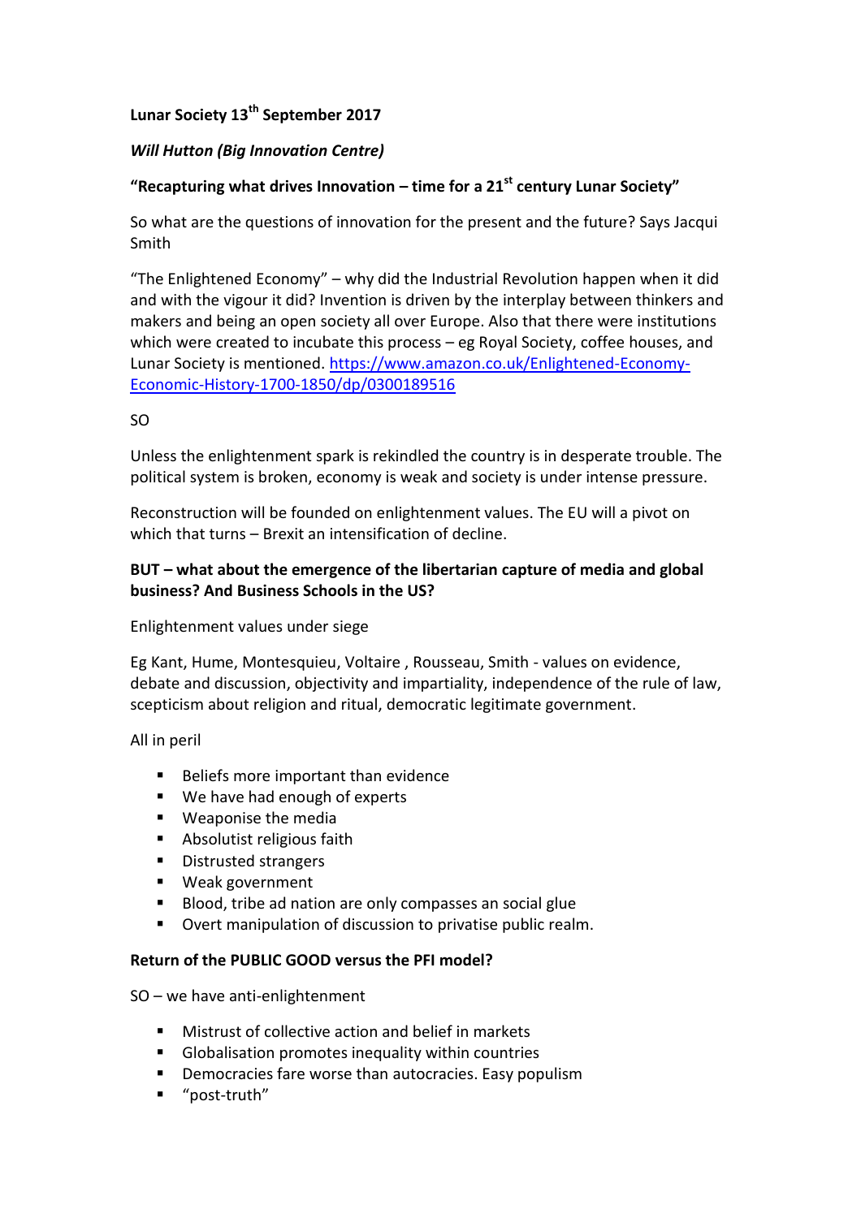**Lunar Society 13th September 2017**

***Will Hutton (Big Innovation Centre)***

**"Recapturing what drives Innovation – time for a 21st century Lunar Society"**

So what are the questions of innovation for the present and the future? Says Jacqui Smith

"The Enlightened Economy" – why did the Industrial Revolution happen when it did and with the vigour it did? Invention is driven by the interplay between thinkers and makers and being an open society all over Europe. Also that there were institutions which were created to incubate this process – eg Royal Society, coffee houses, and Lunar Society is mentioned. [https://www.amazon.co.uk/Enlightened-Economy-Economic-History-1700-1850/dp/0300189516](https://www.amazon.co.uk/Enlightened-Economy-Economic-History-1700-1850/dp/0300189516)

SO

Unless the enlightenment spark is rekindled the country is in desperate trouble. The political system is broken, economy is weak and society is under intense pressure.

Reconstruction will be founded on enlightenment values. The EU will a pivot on which that turns – Brexit an intensification of decline.

**BUT – what about the emergence of the libertarian capture of media and global business? And Business Schools in the US?**

Enlightenment values under siege

Eg Kant, Hume, Montesquieu, Voltaire , Rousseau, Smith - values on evidence, debate and discussion, objectivity and impartiality, independence of the rule of law, scepticism about religion and ritual, democratic legitimate government.

All in peril

- Beliefs more important than evidence
- We have had enough of experts
- Weaponise the media
- Absolutist religious faith
- Distrusted strangers
- Weak government
- Blood, tribe ad nation are only compasses an social glue
- Overt manipulation of discussion to privatise public realm.

**Return of the PUBLIC GOOD versus the PFI model?**

SO – we have anti-enlightenment

- Mistrust of collective action and belief in markets
- Globalisation promotes inequality within countries
- Democracies fare worse than autocracies. Easy populism
- "post-truth"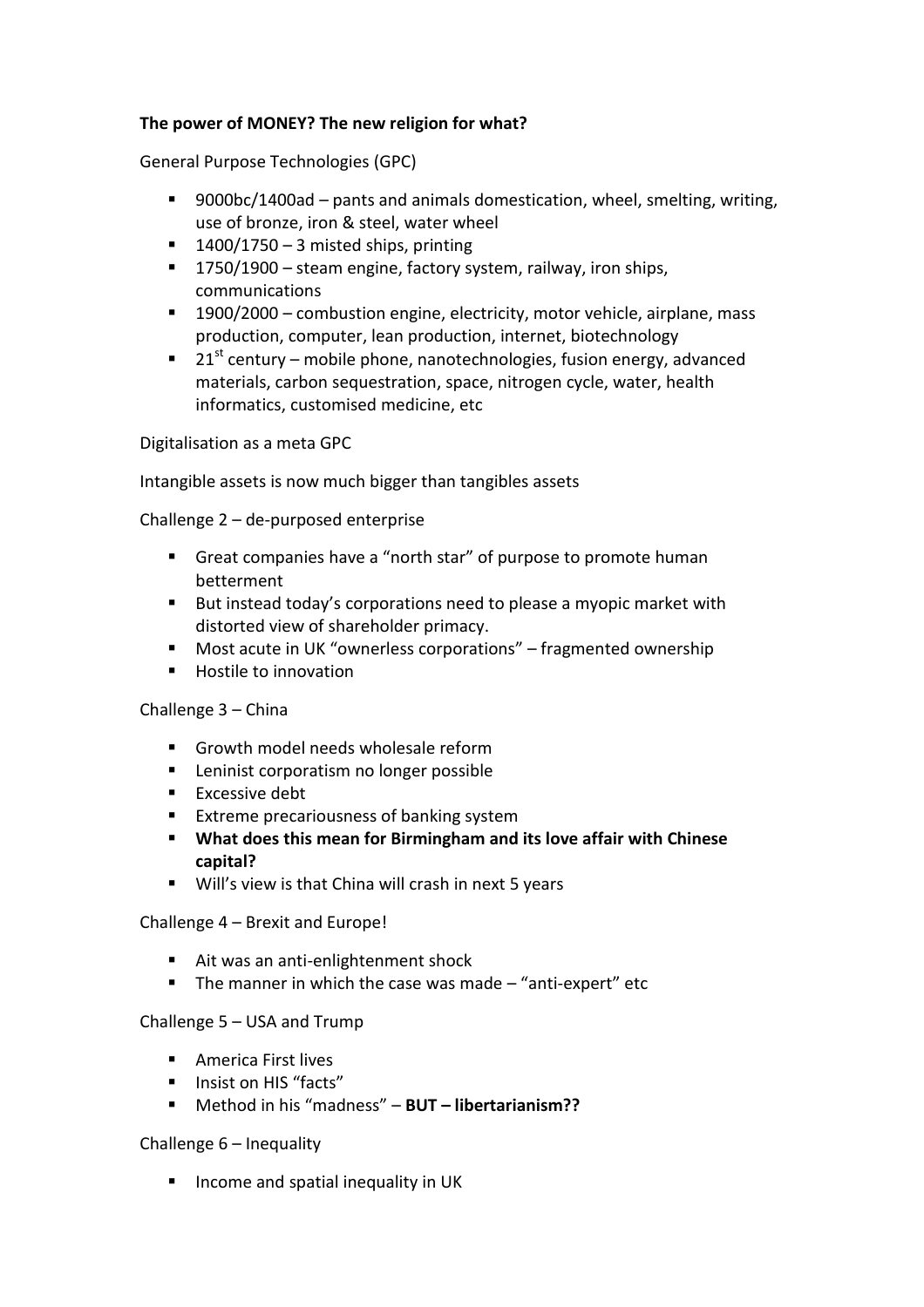**The power of MONEY? The new religion for what?**

General Purpose Technologies (GPC)

- 9000bc/1400ad – pants and animals domestication, wheel, smelting, writing, use of bronze, iron & steel, water wheel
- 1400/1750 – 3 misted ships, printing
- 1750/1900 – steam engine, factory system, railway, iron ships, communications
- 1900/2000 – combustion engine, electricity, motor vehicle, airplane, mass production, computer, lean production, internet, biotechnology
- 21st century – mobile phone, nanotechnologies, fusion energy, advanced materials, carbon sequestration, space, nitrogen cycle, water, health informatics, customised medicine, etc

Digitalisation as a meta GPC

Intangible assets is now much bigger than tangibles assets

Challenge 2 – de-purposed enterprise

- Great companies have a "north star" of purpose to promote human betterment
- But instead today's corporations need to please a myopic market with distorted view of shareholder primacy.
- Most acute in UK "ownerless corporations" – fragmented ownership
- Hostile to innovation

Challenge 3 – China

- Growth model needs wholesale reform
- Leninist corporatism no longer possible
- Excessive debt
- Extreme precariousness of banking system
- **What does this mean for Birmingham and its love affair with Chinese capital?**
- Will's view is that China will crash in next 5 years

Challenge 4 – Brexit and Europe!

- Ait was an anti-enlightenment shock
- The manner in which the case was made – "anti-expert" etc

Challenge 5 – USA and Trump

- America First lives
- Insist on HIS "facts"
- Method in his "madness" – **BUT – libertarianism??**

Challenge 6 – Inequality

- Income and spatial inequality in UK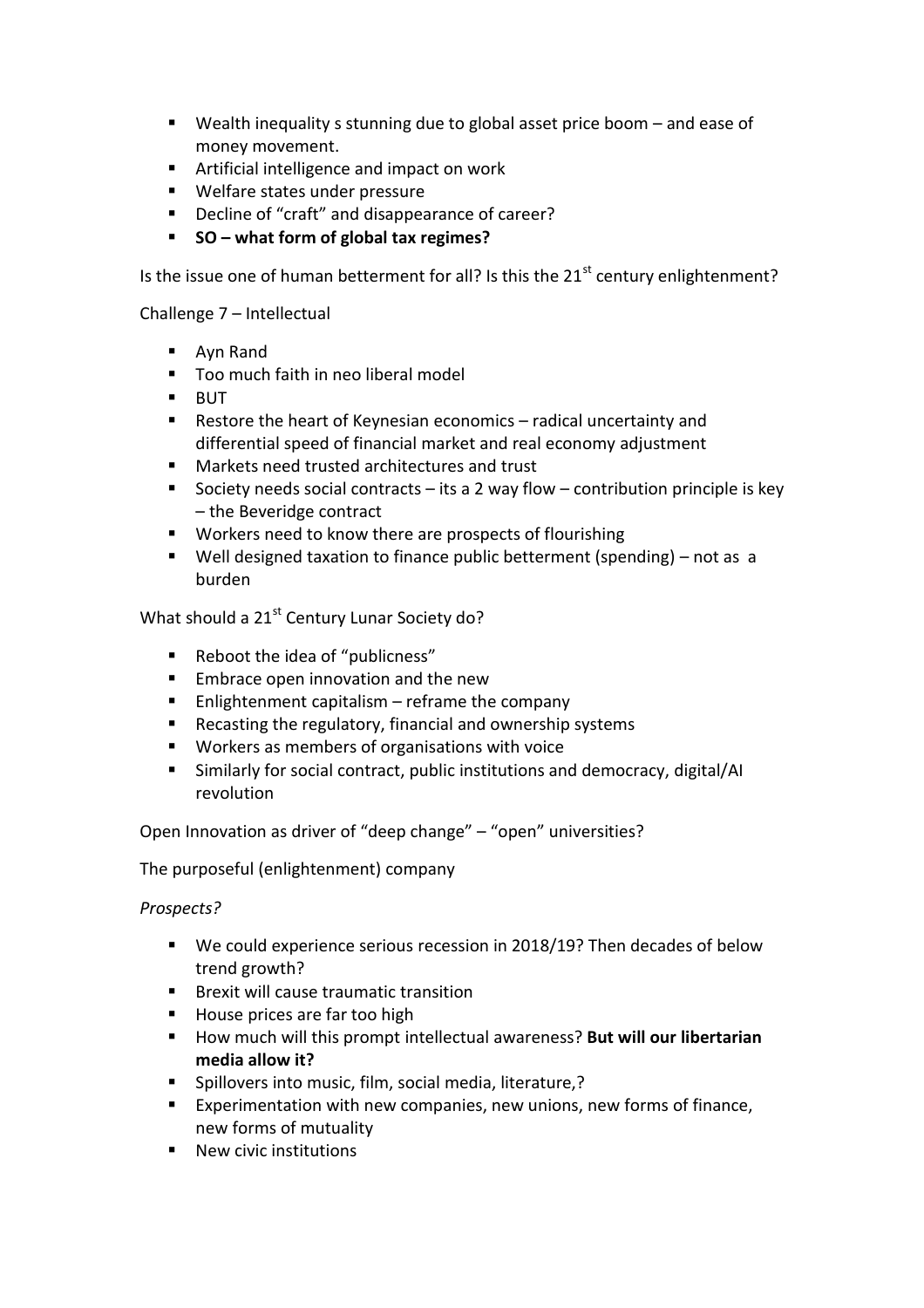- Wealth inequality s stunning due to global asset price boom – and ease of money movement.
- Artificial intelligence and impact on work
- Welfare states under pressure
- Decline of "craft" and disappearance of career?
- **SO – what form of global tax regimes?**

Is the issue one of human betterment for all? Is this the 21st century enlightenment?

Challenge 7 – Intellectual

- Ayn Rand
- Too much faith in neo liberal model
- BUT
- Restore the heart of Keynesian economics – radical uncertainty and differential speed of financial market and real economy adjustment
- Markets need trusted architectures and trust
- Society needs social contracts – its a 2 way flow – contribution principle is key – the Beveridge contract
- Workers need to know there are prospects of flourishing
- Well designed taxation to finance public betterment (spending) – not as a burden

What should a 21st Century Lunar Society do?

- Reboot the idea of "publicness"
- Embrace open innovation and the new
- Enlightenment capitalism – reframe the company
- Recasting the regulatory, financial and ownership systems
- Workers as members of organisations with voice
- Similarly for social contract, public institutions and democracy, digital/AI revolution

Open Innovation as driver of "deep change" – "open" universities?

The purposeful (enlightenment) company

*Prospects?*

- We could experience serious recession in 2018/19? Then decades of below trend growth?
- Brexit will cause traumatic transition
- House prices are far too high
- How much will this prompt intellectual awareness? **But will our libertarian media allow it?**
- Spillovers into music, film, social media, literature,?
- Experimentation with new companies, new unions, new forms of finance, new forms of mutuality
- New civic institutions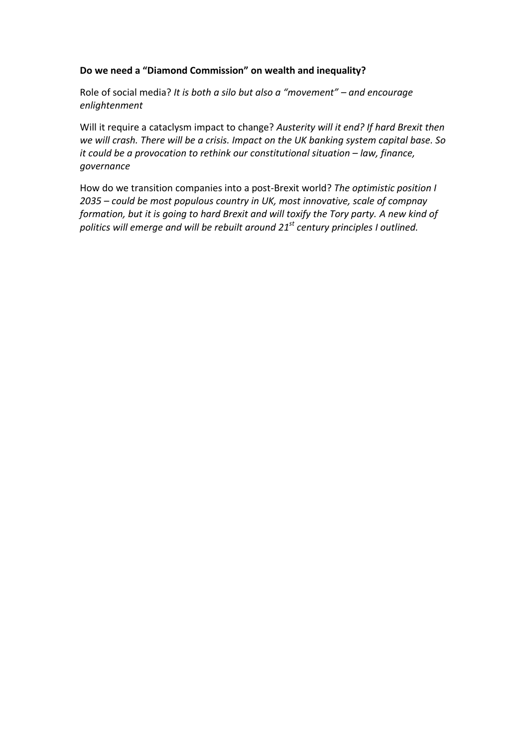**Do we need a "Diamond Commission" on wealth and inequality?**

Role of social media? *It is both a silo but also a "movement" – and encourage enlightenment*

Will it require a cataclysm impact to change? *Austerity will it end? If hard Brexit then we will crash. There will be a crisis. Impact on the UK banking system capital base. So it could be a provocation to rethink our constitutional situation – law, finance, governance*

How do we transition companies into a post-Brexit world? *The optimistic position I 2035 – could be most populous country in UK, most innovative, scale of compnay formation, but it is going to hard Brexit and will toxify the Tory party. A new kind of politics will emerge and will be rebuilt around 21st century principles I outlined.*